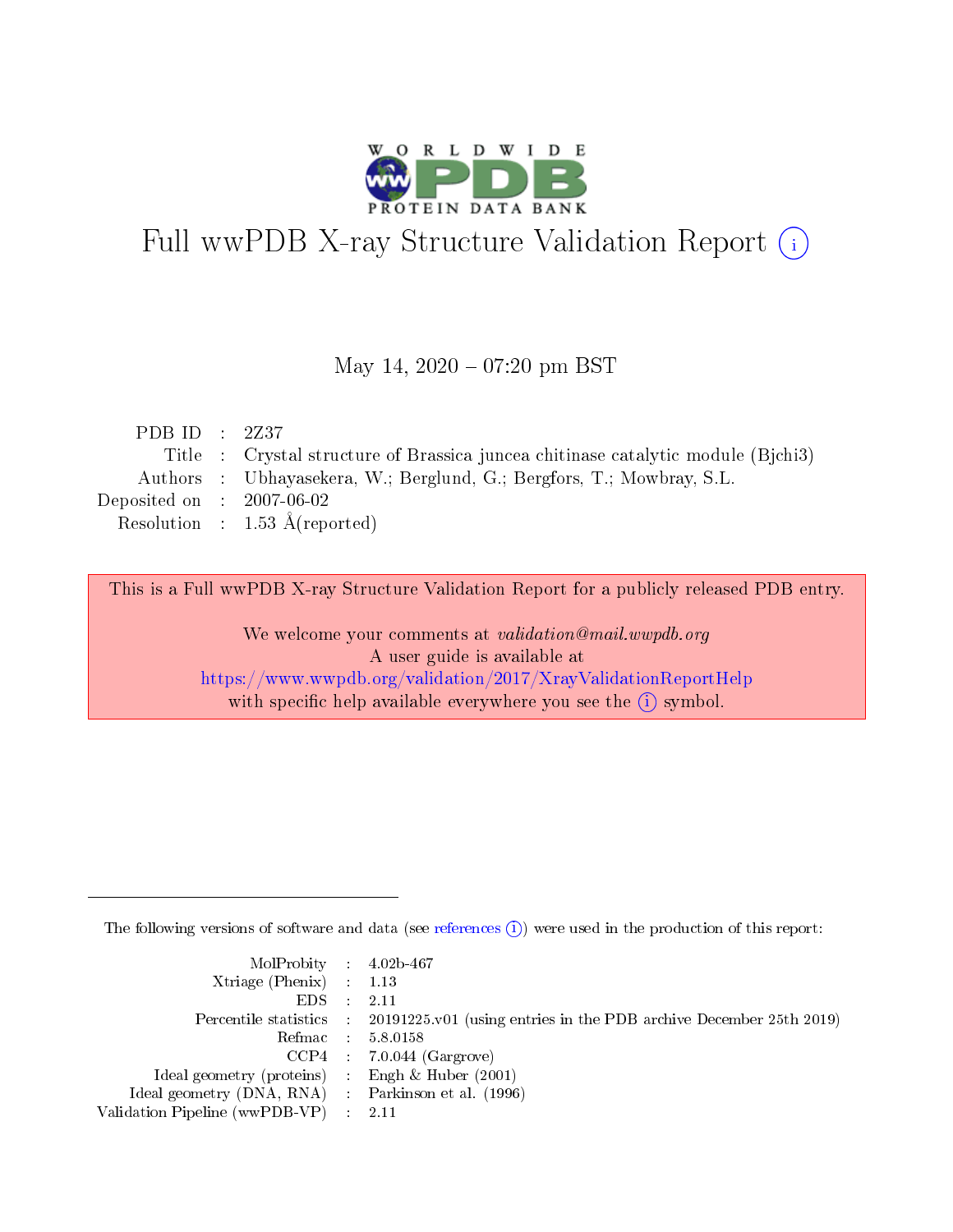# Full wwPDB X-ray Structure Validation Report (i)

May 14, 2020 – 07:20 pm BST

| | | |
|---|---|---|
| PDB ID | : | 2Z37 |
| Title | : | Crystal structure of Brassica juncea chitinase catalytic module (Bjchi3) |
| Authors | : | Ubhayasekera, W.; Berglund, G.; Bergfors, T.; Mowbray, S.L. |
| Deposited on | : | 2007-06-02 |
| Resolution | : | 1.53 Å(reported) |

This is a Full wwPDB X-ray Structure Validation Report for a publicly released PDB entry.

We welcome your comments at *validation@mail.wwpdb.org*
A user guide is available at
https://www.wwpdb.org/validation/2017/XrayValidationReportHelp
with specific help available everywhere you see the (i) symbol.

---

The following versions of software and data (see references (i)) were used in the production of this report:

| | | |
|---|---|---|
| MolProbity | : | 4.02b-467 |
| Xtriage (Phenix) | : | 1.13 |
| EDS | : | 2.11 |
| Percentile statistics | : | 20191225.v01 (using entries in the PDB archive December 25th 2019) |
| Refmac | : | 5.8.0158 |
| CCP4 | : | 7.0.044 (Gargrove) |
| Ideal geometry (proteins) | : | Engh & Huber (2001) |
| Ideal geometry (DNA, RNA) | : | Parkinson et al. (1996) |
| Validation Pipeline (wwPDB-VP) | : | 2.11 |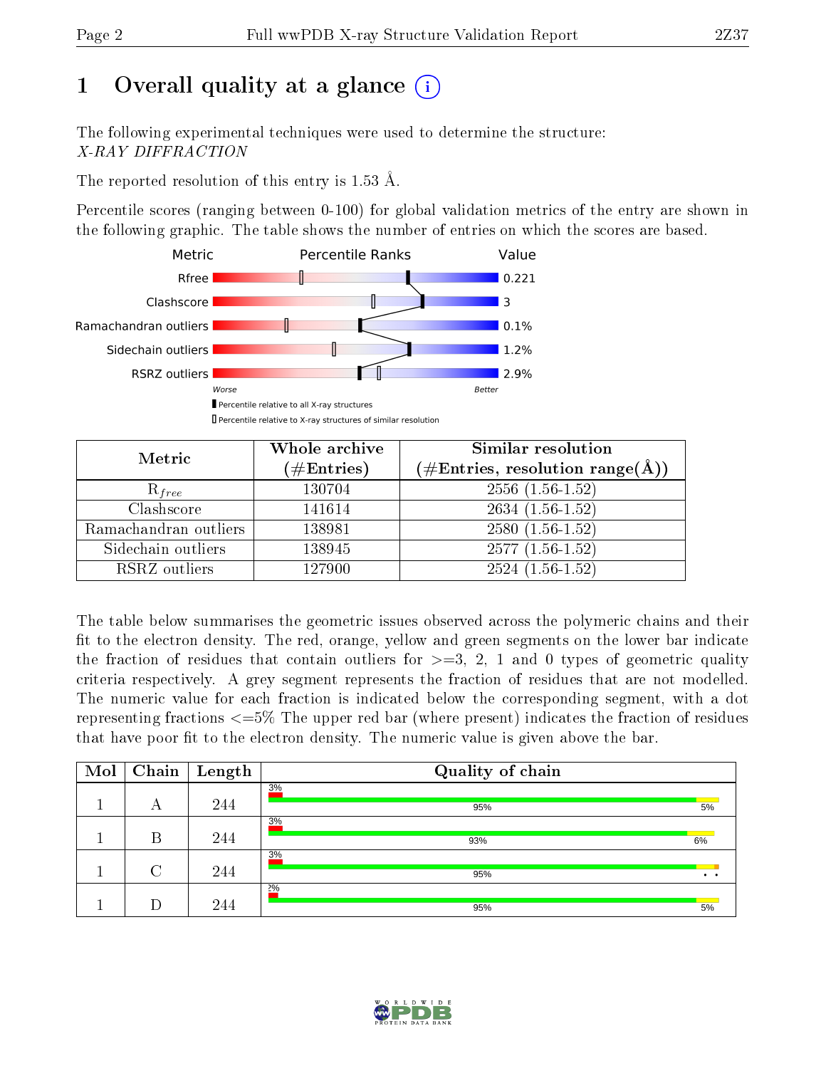# 1 Overall quality at a glance (i)

The following experimental techniques were used to determine the structure:
*X-RAY DIFFRACTION*

The reported resolution of this entry is 1.53 Å.

Percentile scores (ranging between 0-100) for global validation metrics of the entry are shown in the following graphic. The table shows the number of entries on which the scores are based.

| Metric | Value |
|---|---|
| Rfree | 0.221 |
| Clashscore | 3 |
| Ramachandran outliers | 0.1% |
| Sidechain outliers | 1.2% |
| RSRZ outliers | 2.9% |

Worse — Better

▮ Percentile relative to all X-ray structures
▯ Percentile relative to X-ray structures of similar resolution

| Metric | Whole archive (#Entries) | Similar resolution (#Entries, resolution range(Å)) |
|---|---|---|
| $R_{free}$ | 130704 | 2556 (1.56-1.52) |
| Clashscore | 141614 | 2634 (1.56-1.52) |
| Ramachandran outliers | 138981 | 2580 (1.56-1.52) |
| Sidechain outliers | 138945 | 2577 (1.56-1.52) |
| RSRZ outliers | 127900 | 2524 (1.56-1.52) |

The table below summarises the geometric issues observed across the polymeric chains and their fit to the electron density. The red, orange, yellow and green segments on the lower bar indicate the fraction of residues that contain outliers for >=3, 2, 1 and 0 types of geometric quality criteria respectively. A grey segment represents the fraction of residues that are not modelled. The numeric value for each fraction is indicated below the corresponding segment, with a dot representing fractions <=5% The upper red bar (where present) indicates the fraction of residues that have poor fit to the electron density. The numeric value is given above the bar.

| Mol | Chain | Length | Quality of chain |
|---|---|---|---|
| 1 | A | 244 | 3% ; 95%, 5% |
| 1 | B | 244 | 3% ; 93%, 6% |
| 1 | C | 244 | 3% ; 95%, •, • |
| 1 | D | 244 | 2% ; 95%, 5% |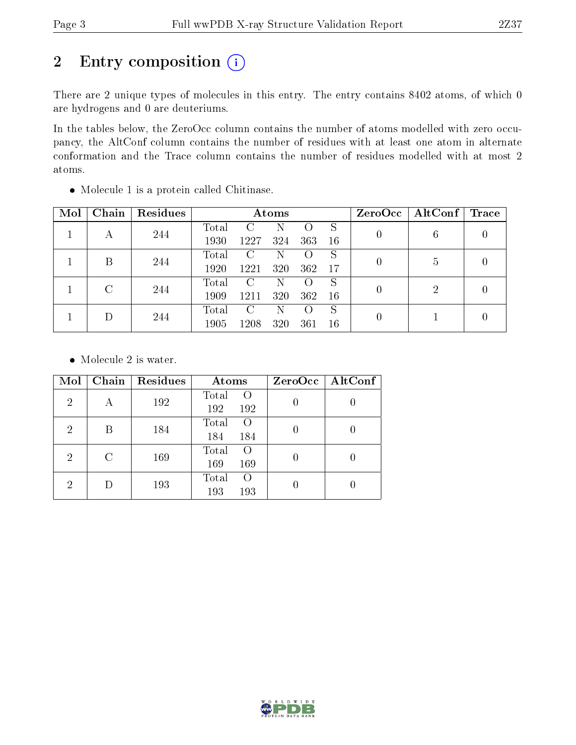# 2 Entry composition

There are 2 unique types of molecules in this entry. The entry contains 8402 atoms, of which 0 are hydrogens and 0 are deuteriums.

In the tables below, the ZeroOcc column contains the number of atoms modelled with zero occupancy, the AltConf column contains the number of residues with at least one atom in alternate conformation and the Trace column contains the number of residues modelled with at most 2 atoms.

- Molecule 1 is a protein called Chitinase.

| Mol | Chain | Residues | Atoms | | | | | ZeroOcc | AltConf | Trace |
|---|---|---|---|---|---|---|---|---|---|---|
| 1 | A | 244 | Total | C | N | O | S | 0 | 6 | 0 |
| | | | 1930 | 1227 | 324 | 363 | 16 | | | |
| 1 | B | 244 | Total | C | N | O | S | 0 | 5 | 0 |
| | | | 1920 | 1221 | 320 | 362 | 17 | | | |
| 1 | C | 244 | Total | C | N | O | S | 0 | 2 | 0 |
| | | | 1909 | 1211 | 320 | 362 | 16 | | | |
| 1 | D | 244 | Total | C | N | O | S | 0 | 1 | 0 |
| | | | 1905 | 1208 | 320 | 361 | 16 | | | |

- Molecule 2 is water.

| Mol | Chain | Residues | Atoms | | ZeroOcc | AltConf |
|---|---|---|---|---|---|---|
| 2 | A | 192 | Total | O | 0 | 0 |
| | | | 192 | 192 | | |
| 2 | B | 184 | Total | O | 0 | 0 |
| | | | 184 | 184 | | |
| 2 | C | 169 | Total | O | 0 | 0 |
| | | | 169 | 169 | | |
| 2 | D | 193 | Total | O | 0 | 0 |
| | | | 193 | 193 | | |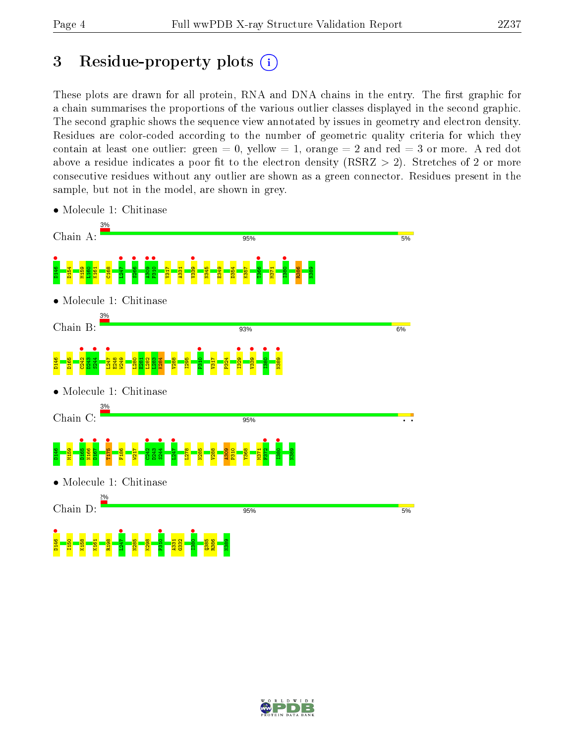# 3 Residue-property plots

These plots are drawn for all protein, RNA and DNA chains in the entry. The first graphic for a chain summarises the proportions of the various outlier classes displayed in the second graphic. The second graphic shows the sequence view annotated by issues in geometry and electron density. Residues are color-coded according to the number of geometric quality criteria for which they contain at least one outlier: green = 0, yellow = 1, orange = 2 and red = 3 or more. A red dot above a residue indicates a poor fit to the electron density (RSRZ > 2). Stretches of 2 or more consecutive residues without any outlier are shown as a green connector. Residues present in the sample, but not in the model, are shown in grey.

- Molecule 1: Chitinase

Chain A: 3% | 95% | 5%

D146 D154 M159 L160 K161 C168 L247 S266 A309 P310 V317 A331 V339 N345 E349 D354 K357 Y366 M371 I380 R386 N389

- Molecule 1: Chitinase

Chain B: 3% | 93% | 6%

D146 D165 C242 D243 S244 L247 E248 W249 L280 E281 L282 L283 K284 V288 I295 P310 V317 P324 I329 V339 I380 N389

- Molecule 1: Chitinase

Chain C: 3% | 95% | • •

D146 M159 D165 N166 D167 T175 F186 W217 C242 D243 S244 L247 L278 N285 V288 A309 P310 Y368 M371 F372 I380 N389

- Molecule 1: Chitinase

Chain D: 2% | 95% | 5%

D146 I150 K158 K161 R198 L247 N285 K298 P310 A331 G332 I380 Q385 R386 N389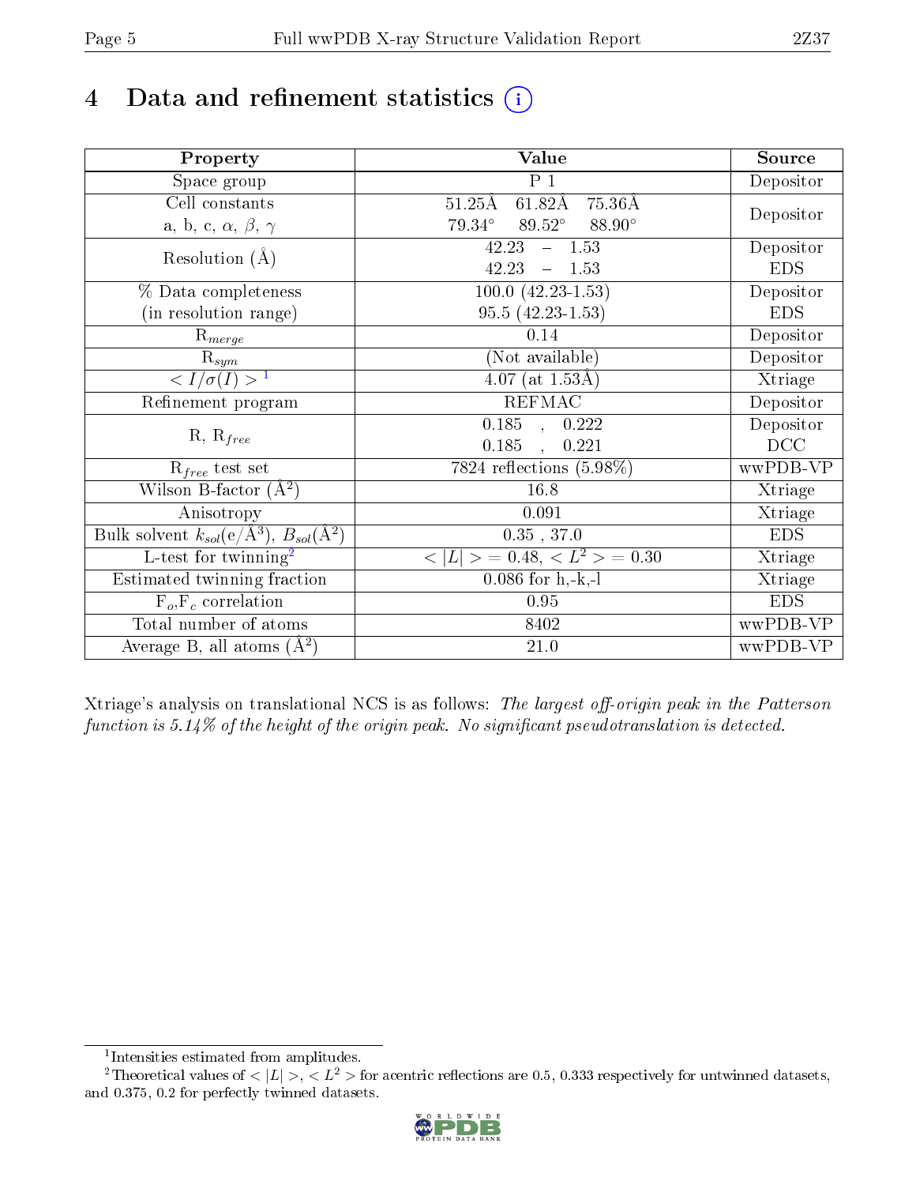# 4 Data and refinement statistics

| Property | Value | Source |
|---|---|---|
| Space group | P 1 | Depositor |
| Cell constants<br>a, b, c, $\alpha$, $\beta$, $\gamma$ | 51.25Å 61.82Å 75.36Å<br>79.34° 89.52° 88.90° | Depositor |
| Resolution (Å) | 42.23 – 1.53<br>42.23 – 1.53 | Depositor<br>EDS |
| % Data completeness<br>(in resolution range) | 100.0 (42.23-1.53)<br>95.5 (42.23-1.53) | Depositor<br>EDS |
| $R_{merge}$ | 0.14 | Depositor |
| $R_{sym}$ | (Not available) | Depositor |
| $< I/\sigma(I) >$ [1] | 4.07 (at 1.53Å) | Xtriage |
| Refinement program | REFMAC | Depositor |
| R, $R_{free}$ | 0.185 , 0.222<br>0.185 , 0.221 | Depositor<br>DCC |
| $R_{free}$ test set | 7824 reflections (5.98%) | wwPDB-VP |
| Wilson B-factor (Å$^2$) | 16.8 | Xtriage |
| Anisotropy | 0.091 | Xtriage |
| Bulk solvent $k_{sol}$(e/Å$^3$), $B_{sol}$(Å$^2$) | 0.35 , 37.0 | EDS |
| L-test for twinning[2] | $< \|L\| >$ = 0.48, $< L^2 >$ = 0.30 | Xtriage |
| Estimated twinning fraction | 0.086 for h,-k,-l | Xtriage |
| $F_o$,$F_c$ correlation | 0.95 | EDS |
| Total number of atoms | 8402 | wwPDB-VP |
| Average B, all atoms (Å$^2$) | 21.0 | wwPDB-VP |

Xtriage's analysis on translational NCS is as follows: *The largest off-origin peak in the Patterson function is 5.14% of the height of the origin peak. No significant pseudotranslation is detected.*

[1] Intensities estimated from amplitudes.

[2] Theoretical values of $< |L| >$, $< L^2 >$ for acentric reflections are 0.5, 0.333 respectively for untwinned datasets, and 0.375, 0.2 for perfectly twinned datasets.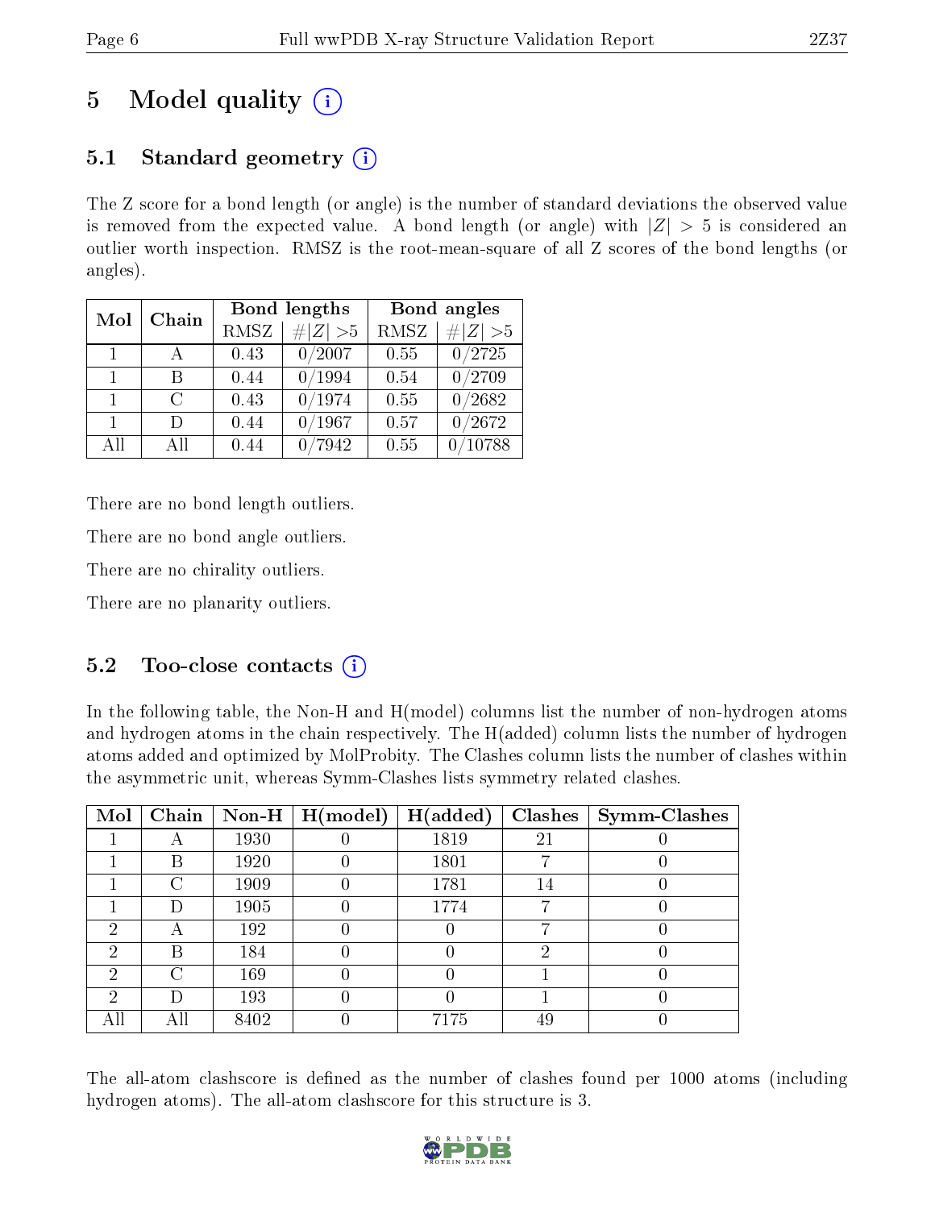# 5 Model quality

## 5.1 Standard geometry

The Z score for a bond length (or angle) is the number of standard deviations the observed value is removed from the expected value. A bond length (or angle) with $|Z| > 5$ is considered an outlier worth inspection. RMSZ is the root-mean-square of all Z scores of the bond lengths (or angles).

| Mol | Chain | Bond lengths | | Bond angles | |
|---|---|---|---|---|---|
| | | RMSZ | $\#\|Z\| > 5$ | RMSZ | $\#\|Z\| > 5$ |
| 1 | A | 0.43 | 0/2007 | 0.55 | 0/2725 |
| 1 | B | 0.44 | 0/1994 | 0.54 | 0/2709 |
| 1 | C | 0.43 | 0/1974 | 0.55 | 0/2682 |
| 1 | D | 0.44 | 0/1967 | 0.57 | 0/2672 |
| All | All | 0.44 | 0/7942 | 0.55 | 0/10788 |

There are no bond length outliers.

There are no bond angle outliers.

There are no chirality outliers.

There are no planarity outliers.

## 5.2 Too-close contacts

In the following table, the Non-H and H(model) columns list the number of non-hydrogen atoms and hydrogen atoms in the chain respectively. The H(added) column lists the number of hydrogen atoms added and optimized by MolProbity. The Clashes column lists the number of clashes within the asymmetric unit, whereas Symm-Clashes lists symmetry related clashes.

| Mol | Chain | Non-H | H(model) | H(added) | Clashes | Symm-Clashes |
|---|---|---|---|---|---|---|
| 1 | A | 1930 | 0 | 1819 | 21 | 0 |
| 1 | B | 1920 | 0 | 1801 | 7 | 0 |
| 1 | C | 1909 | 0 | 1781 | 14 | 0 |
| 1 | D | 1905 | 0 | 1774 | 7 | 0 |
| 2 | A | 192 | 0 | 0 | 7 | 0 |
| 2 | B | 184 | 0 | 0 | 2 | 0 |
| 2 | C | 169 | 0 | 0 | 1 | 0 |
| 2 | D | 193 | 0 | 0 | 1 | 0 |
| All | All | 8402 | 0 | 7175 | 49 | 0 |

The all-atom clashscore is defined as the number of clashes found per 1000 atoms (including hydrogen atoms). The all-atom clashscore for this structure is 3.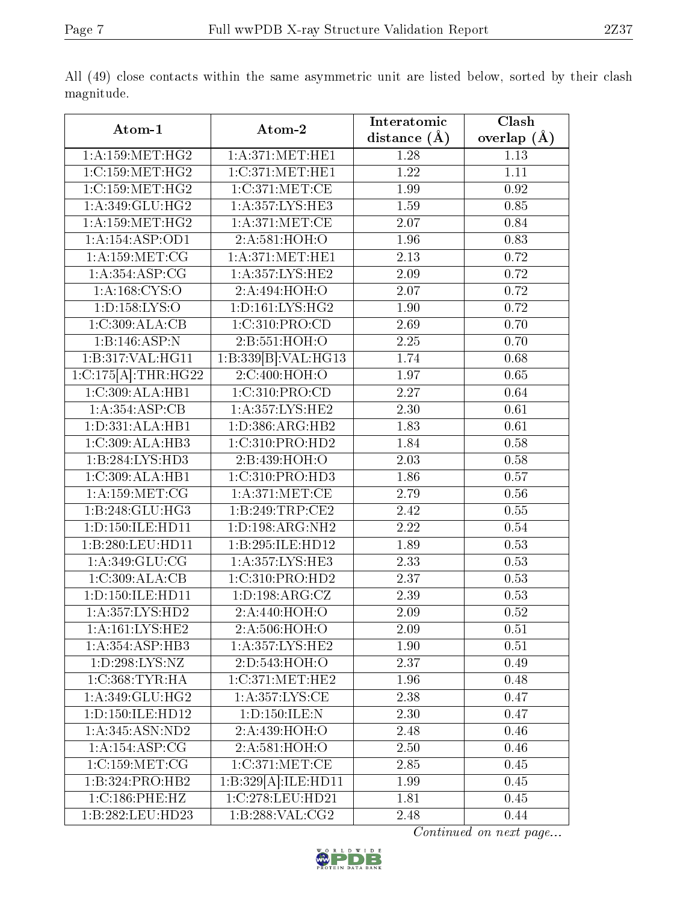All (49) close contacts within the same asymmetric unit are listed below, sorted by their clash magnitude.

| Atom-1 | Atom-2 | Interatomic distance (Å) | Clash overlap (Å) |
|---|---|---|---|
| 1:A:159:MET:HG2 | 1:A:371:MET:HE1 | 1.28 | 1.13 |
| 1:C:159:MET:HG2 | 1:C:371:MET:HE1 | 1.22 | 1.11 |
| 1:C:159:MET:HG2 | 1:C:371:MET:CE | 1.99 | 0.92 |
| 1:A:349:GLU:HG2 | 1:A:357:LYS:HE3 | 1.59 | 0.85 |
| 1:A:159:MET:HG2 | 1:A:371:MET:CE | 2.07 | 0.84 |
| 1:A:154:ASP:OD1 | 2:A:581:HOH:O | 1.96 | 0.83 |
| 1:A:159:MET:CG | 1:A:371:MET:HE1 | 2.13 | 0.72 |
| 1:A:354:ASP:CG | 1:A:357:LYS:HE2 | 2.09 | 0.72 |
| 1:A:168:CYS:O | 2:A:494:HOH:O | 2.07 | 0.72 |
| 1:D:158:LYS:O | 1:D:161:LYS:HG2 | 1.90 | 0.72 |
| 1:C:309:ALA:CB | 1:C:310:PRO:CD | 2.69 | 0.70 |
| 1:B:146:ASP:N | 2:B:551:HOH:O | 2.25 | 0.70 |
| 1:B:317:VAL:HG11 | 1:B:339[B]:VAL:HG13 | 1.74 | 0.68 |
| 1:C:175[A]:THR:HG22 | 2:C:400:HOH:O | 1.97 | 0.65 |
| 1:C:309:ALA:HB1 | 1:C:310:PRO:CD | 2.27 | 0.64 |
| 1:A:354:ASP:CB | 1:A:357:LYS:HE2 | 2.30 | 0.61 |
| 1:D:331:ALA:HB1 | 1:D:386:ARG:HB2 | 1.83 | 0.61 |
| 1:C:309:ALA:HB3 | 1:C:310:PRO:HD2 | 1.84 | 0.58 |
| 1:B:284:LYS:HD3 | 2:B:439:HOH:O | 2.03 | 0.58 |
| 1:C:309:ALA:HB1 | 1:C:310:PRO:HD3 | 1.86 | 0.57 |
| 1:A:159:MET:CG | 1:A:371:MET:CE | 2.79 | 0.56 |
| 1:B:248:GLU:HG3 | 1:B:249:TRP:CE2 | 2.42 | 0.55 |
| 1:D:150:ILE:HD11 | 1:D:198:ARG:NH2 | 2.22 | 0.54 |
| 1:B:280:LEU:HD11 | 1:B:295:ILE:HD12 | 1.89 | 0.53 |
| 1:A:349:GLU:CG | 1:A:357:LYS:HE3 | 2.33 | 0.53 |
| 1:C:309:ALA:CB | 1:C:310:PRO:HD2 | 2.37 | 0.53 |
| 1:D:150:ILE:HD11 | 1:D:198:ARG:CZ | 2.39 | 0.53 |
| 1:A:357:LYS:HD2 | 2:A:440:HOH:O | 2.09 | 0.52 |
| 1:A:161:LYS:HE2 | 2:A:506:HOH:O | 2.09 | 0.51 |
| 1:A:354:ASP:HB3 | 1:A:357:LYS:HE2 | 1.90 | 0.51 |
| 1:D:298:LYS:NZ | 2:D:543:HOH:O | 2.37 | 0.49 |
| 1:C:368:TYR:HA | 1:C:371:MET:HE2 | 1.96 | 0.48 |
| 1:A:349:GLU:HG2 | 1:A:357:LYS:CE | 2.38 | 0.47 |
| 1:D:150:ILE:HD12 | 1:D:150:ILE:N | 2.30 | 0.47 |
| 1:A:345:ASN:ND2 | 2:A:439:HOH:O | 2.48 | 0.46 |
| 1:A:154:ASP:CG | 2:A:581:HOH:O | 2.50 | 0.46 |
| 1:C:159:MET:CG | 1:C:371:MET:CE | 2.85 | 0.45 |
| 1:B:324:PRO:HB2 | 1:B:329[A]:ILE:HD11 | 1.99 | 0.45 |
| 1:C:186:PHE:HZ | 1:C:278:LEU:HD21 | 1.81 | 0.45 |
| 1:B:282:LEU:HD23 | 1:B:288:VAL:CG2 | 2.48 | 0.44 |

*Continued on next page...*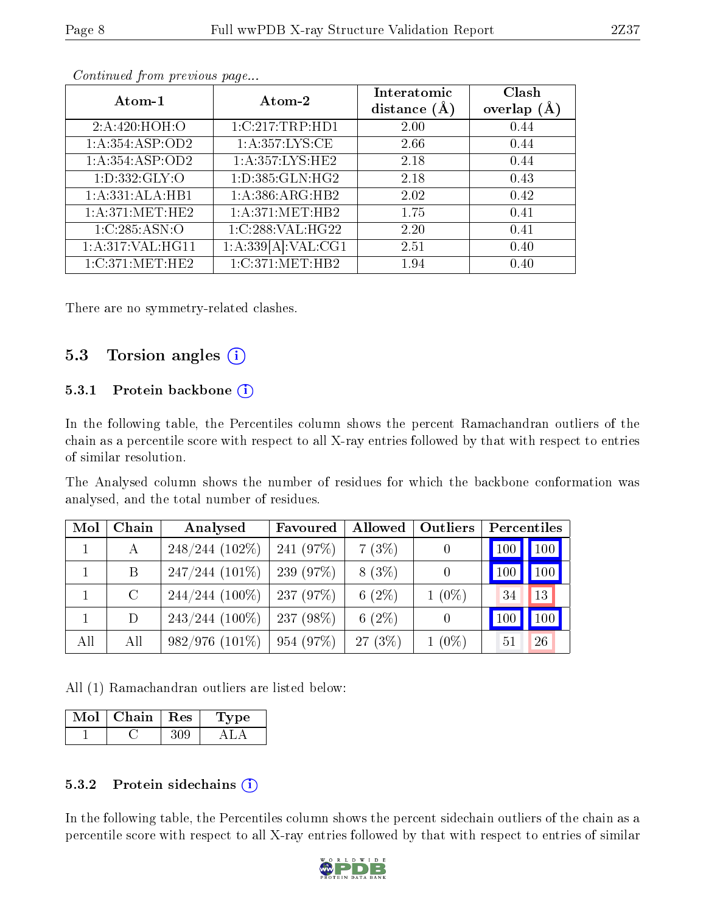*Continued from previous page...*

| Atom-1 | Atom-2 | Interatomic distance (Å) | Clash overlap (Å) |
|---|---|---|---|
| 2:A:420:HOH:O | 1:C:217:TRP:HD1 | 2.00 | 0.44 |
| 1:A:354:ASP:OD2 | 1:A:357:LYS:CE | 2.66 | 0.44 |
| 1:A:354:ASP:OD2 | 1:A:357:LYS:HE2 | 2.18 | 0.44 |
| 1:D:332:GLY:O | 1:D:385:GLN:HG2 | 2.18 | 0.43 |
| 1:A:331:ALA:HB1 | 1:A:386:ARG:HB2 | 2.02 | 0.42 |
| 1:A:371:MET:HE2 | 1:A:371:MET:HB2 | 1.75 | 0.41 |
| 1:C:285:ASN:O | 1:C:288:VAL:HG22 | 2.20 | 0.41 |
| 1:A:317:VAL:HG11 | 1:A:339[A]:VAL:CG1 | 2.51 | 0.40 |
| 1:C:371:MET:HE2 | 1:C:371:MET:HB2 | 1.94 | 0.40 |

There are no symmetry-related clashes.

## 5.3 Torsion angles

### 5.3.1 Protein backbone

In the following table, the Percentiles column shows the percent Ramachandran outliers of the chain as a percentile score with respect to all X-ray entries followed by that with respect to entries of similar resolution.

The Analysed column shows the number of residues for which the backbone conformation was analysed, and the total number of residues.

| Mol | Chain | Analysed | Favoured | Allowed | Outliers | Percentiles | |
|---|---|---|---|---|---|---|---|
| 1 | A | 248/244 (102%) | 241 (97%) | 7 (3%) | 0 | 100 | 100 |
| 1 | B | 247/244 (101%) | 239 (97%) | 8 (3%) | 0 | 100 | 100 |
| 1 | C | 244/244 (100%) | 237 (97%) | 6 (2%) | 1 (0%) | 34 | 13 |
| 1 | D | 243/244 (100%) | 237 (98%) | 6 (2%) | 0 | 100 | 100 |
| All | All | 982/976 (101%) | 954 (97%) | 27 (3%) | 1 (0%) | 51 | 26 |

All (1) Ramachandran outliers are listed below:

| Mol | Chain | Res | Type |
|---|---|---|---|
| 1 | C | 309 | ALA |

### 5.3.2 Protein sidechains

In the following table, the Percentiles column shows the percent sidechain outliers of the chain as a percentile score with respect to all X-ray entries followed by that with respect to entries of similar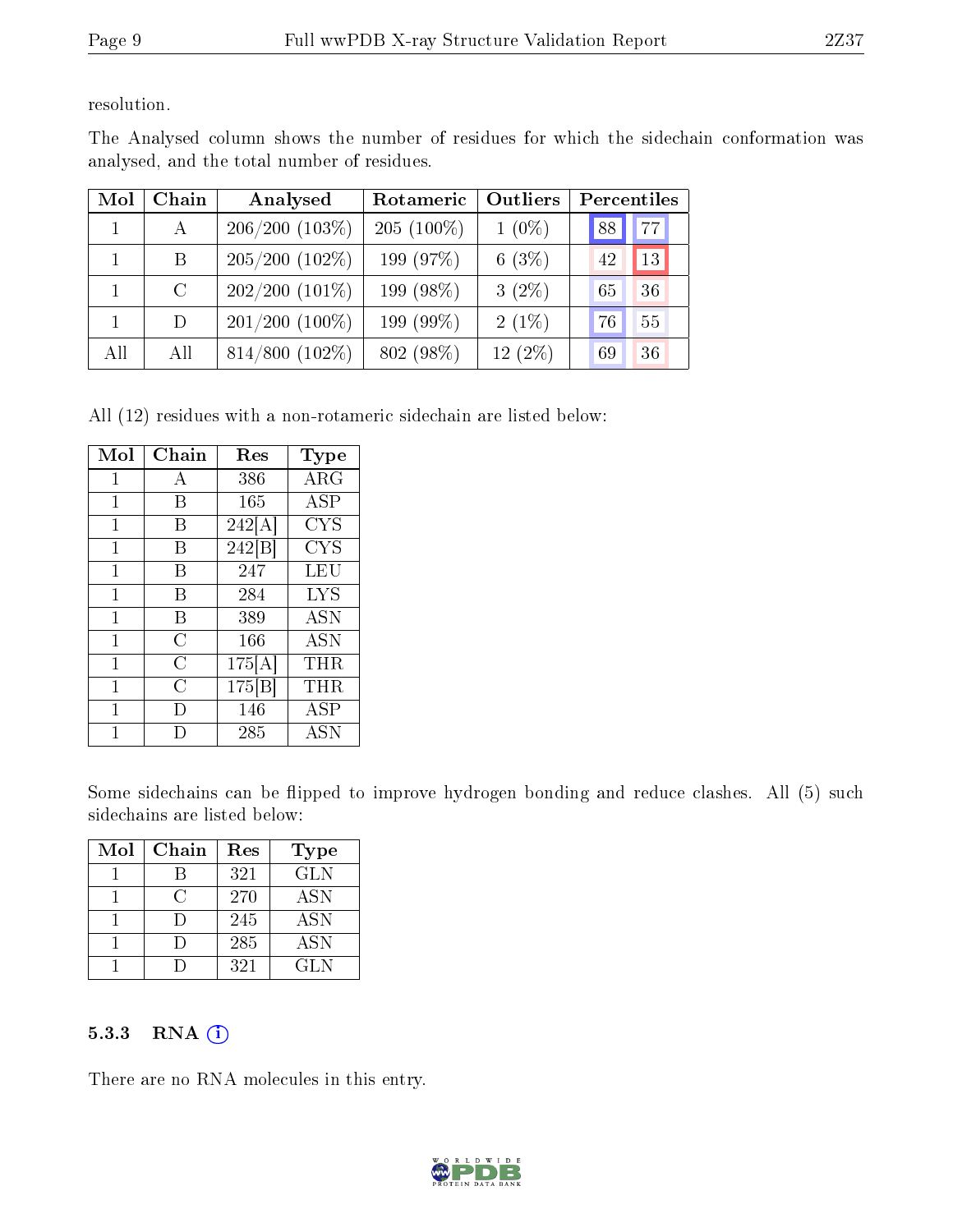resolution.

The Analysed column shows the number of residues for which the sidechain conformation was analysed, and the total number of residues.

| Mol | Chain | Analysed | Rotameric | Outliers | Percentiles | |
|---|---|---|---|---|---|---|
| 1 | A | 206/200 (103%) | 205 (100%) | 1 (0%) | 88 | 77 |
| 1 | B | 205/200 (102%) | 199 (97%) | 6 (3%) | 42 | 13 |
| 1 | C | 202/200 (101%) | 199 (98%) | 3 (2%) | 65 | 36 |
| 1 | D | 201/200 (100%) | 199 (99%) | 2 (1%) | 76 | 55 |
| All | All | 814/800 (102%) | 802 (98%) | 12 (2%) | 69 | 36 |

All (12) residues with a non-rotameric sidechain are listed below:

| Mol | Chain | Res | Type |
|---|---|---|---|
| 1 | A | 386 | ARG |
| 1 | B | 165 | ASP |
| 1 | B | 242[A] | CYS |
| 1 | B | 242[B] | CYS |
| 1 | B | 247 | LEU |
| 1 | B | 284 | LYS |
| 1 | B | 389 | ASN |
| 1 | C | 166 | ASN |
| 1 | C | 175[A] | THR |
| 1 | C | 175[B] | THR |
| 1 | D | 146 | ASP |
| 1 | D | 285 | ASN |

Some sidechains can be flipped to improve hydrogen bonding and reduce clashes. All (5) such sidechains are listed below:

| Mol | Chain | Res | Type |
|---|---|---|---|
| 1 | B | 321 | GLN |
| 1 | C | 270 | ASN |
| 1 | D | 245 | ASN |
| 1 | D | 285 | ASN |
| 1 | D | 321 | GLN |

### 5.3.3 RNA

There are no RNA molecules in this entry.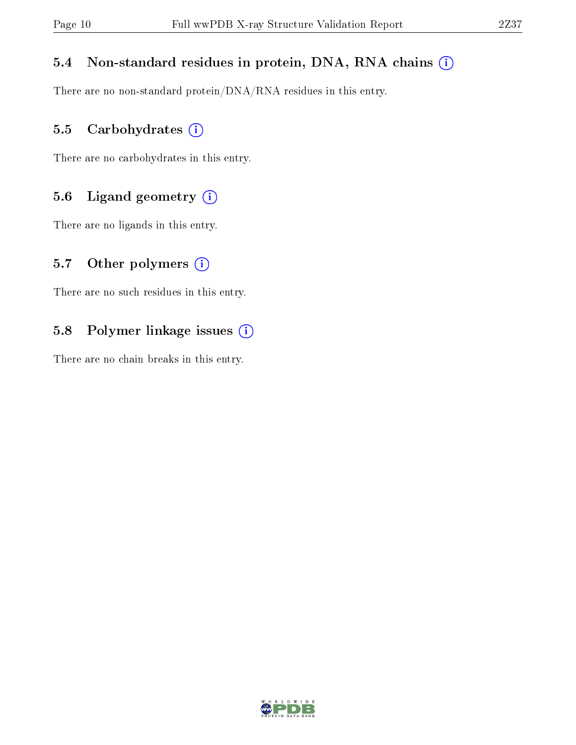### 5.4 Non-standard residues in protein, DNA, RNA chains

There are no non-standard protein/DNA/RNA residues in this entry.

### 5.5 Carbohydrates

There are no carbohydrates in this entry.

### 5.6 Ligand geometry

There are no ligands in this entry.

### 5.7 Other polymers

There are no such residues in this entry.

### 5.8 Polymer linkage issues

There are no chain breaks in this entry.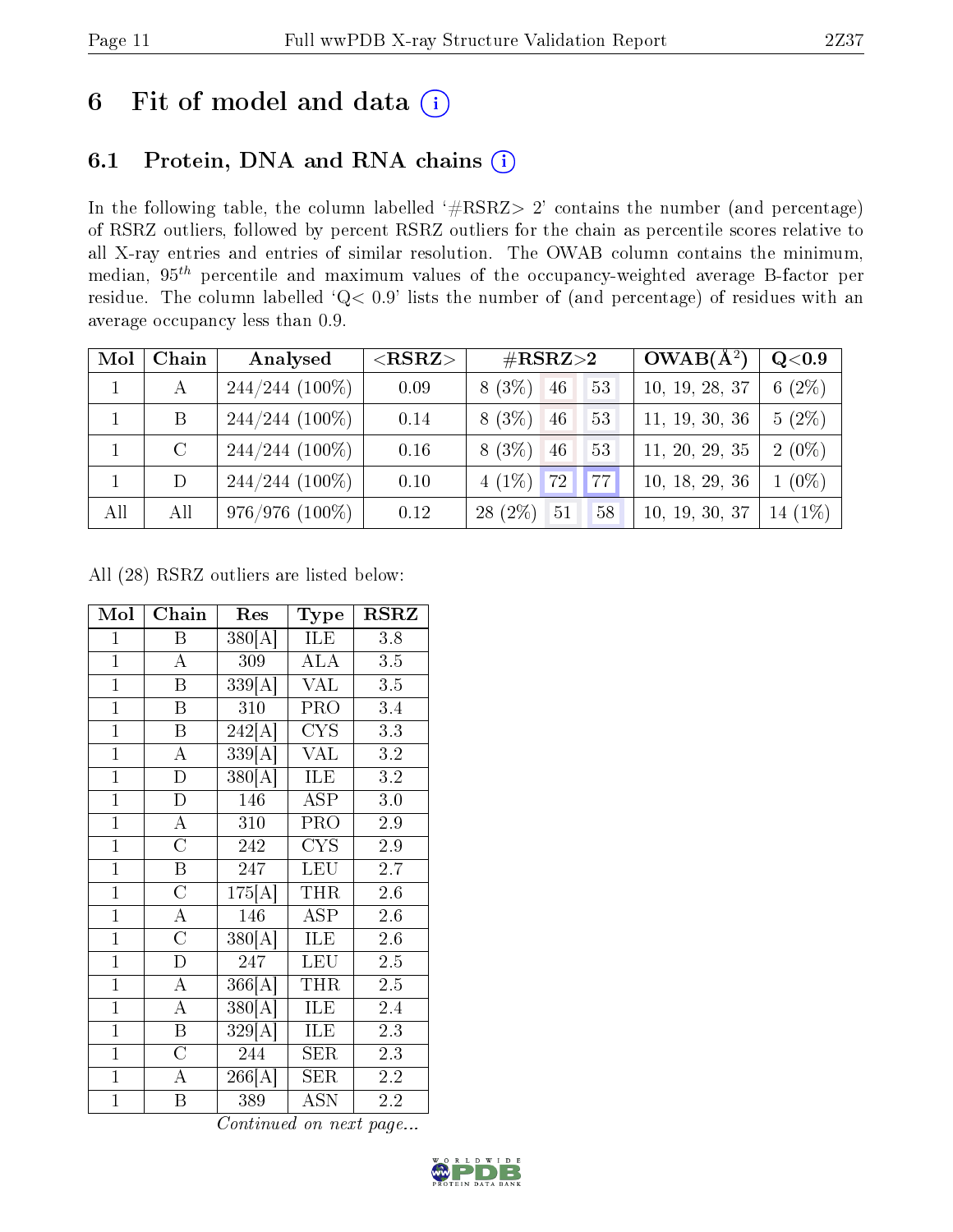# 6 Fit of model and data (i)

## 6.1 Protein, DNA and RNA chains (i)

In the following table, the column labelled '#RSRZ> 2' contains the number (and percentage) of RSRZ outliers, followed by percent RSRZ outliers for the chain as percentile scores relative to all X-ray entries and entries of similar resolution. The OWAB column contains the minimum, median, $95^{th}$ percentile and maximum values of the occupancy-weighted average B-factor per residue. The column labelled 'Q< 0.9' lists the number of (and percentage) of residues with an average occupancy less than 0.9.

| Mol | Chain | Analysed | <RSRZ> | #RSRZ>2 | | | OWAB(Å²) | Q<0.9 |
|---|---|---|---|---|---|---|---|---|
| 1 | A | 244/244 (100%) | 0.09 | 8 (3%) | 46 | 53 | 10, 19, 28, 37 | 6 (2%) |
| 1 | B | 244/244 (100%) | 0.14 | 8 (3%) | 46 | 53 | 11, 19, 30, 36 | 5 (2%) |
| 1 | C | 244/244 (100%) | 0.16 | 8 (3%) | 46 | 53 | 11, 20, 29, 35 | 2 (0%) |
| 1 | D | 244/244 (100%) | 0.10 | 4 (1%) | 72 | 77 | 10, 18, 29, 36 | 1 (0%) |
| All | All | 976/976 (100%) | 0.12 | 28 (2%) | 51 | 58 | 10, 19, 30, 37 | 14 (1%) |

All (28) RSRZ outliers are listed below:

| Mol | Chain | Res | Type | RSRZ |
|---|---|---|---|---|
| 1 | B | 380[A] | ILE | 3.8 |
| 1 | A | 309 | ALA | 3.5 |
| 1 | B | 339[A] | VAL | 3.5 |
| 1 | B | 310 | PRO | 3.4 |
| 1 | B | 242[A] | CYS | 3.3 |
| 1 | A | 339[A] | VAL | 3.2 |
| 1 | D | 380[A] | ILE | 3.2 |
| 1 | D | 146 | ASP | 3.0 |
| 1 | A | 310 | PRO | 2.9 |
| 1 | C | 242 | CYS | 2.9 |
| 1 | B | 247 | LEU | 2.7 |
| 1 | C | 175[A] | THR | 2.6 |
| 1 | A | 146 | ASP | 2.6 |
| 1 | C | 380[A] | ILE | 2.6 |
| 1 | D | 247 | LEU | 2.5 |
| 1 | A | 366[A] | THR | 2.5 |
| 1 | A | 380[A] | ILE | 2.4 |
| 1 | B | 329[A] | ILE | 2.3 |
| 1 | C | 244 | SER | 2.3 |
| 1 | A | 266[A] | SER | 2.2 |
| 1 | B | 389 | ASN | 2.2 |

*Continued on next page...*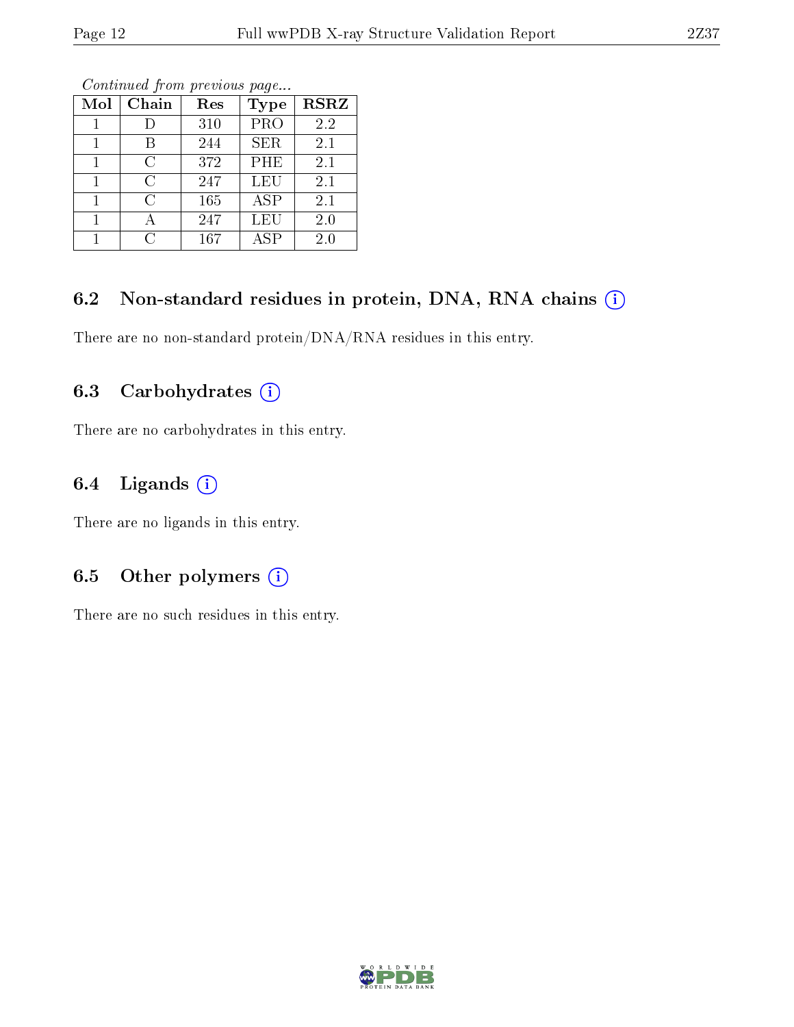*Continued from previous page...*

| Mol | Chain | Res | Type | RSRZ |
|---|---|---|---|---|
| 1 | D | 310 | PRO | 2.2 |
| 1 | B | 244 | SER | 2.1 |
| 1 | C | 372 | PHE | 2.1 |
| 1 | C | 247 | LEU | 2.1 |
| 1 | C | 165 | ASP | 2.1 |
| 1 | A | 247 | LEU | 2.0 |
| 1 | C | 167 | ASP | 2.0 |

### 6.2 Non-standard residues in protein, DNA, RNA chains (i)

There are no non-standard protein/DNA/RNA residues in this entry.

### 6.3 Carbohydrates (i)

There are no carbohydrates in this entry.

### 6.4 Ligands (i)

There are no ligands in this entry.

### 6.5 Other polymers (i)

There are no such residues in this entry.